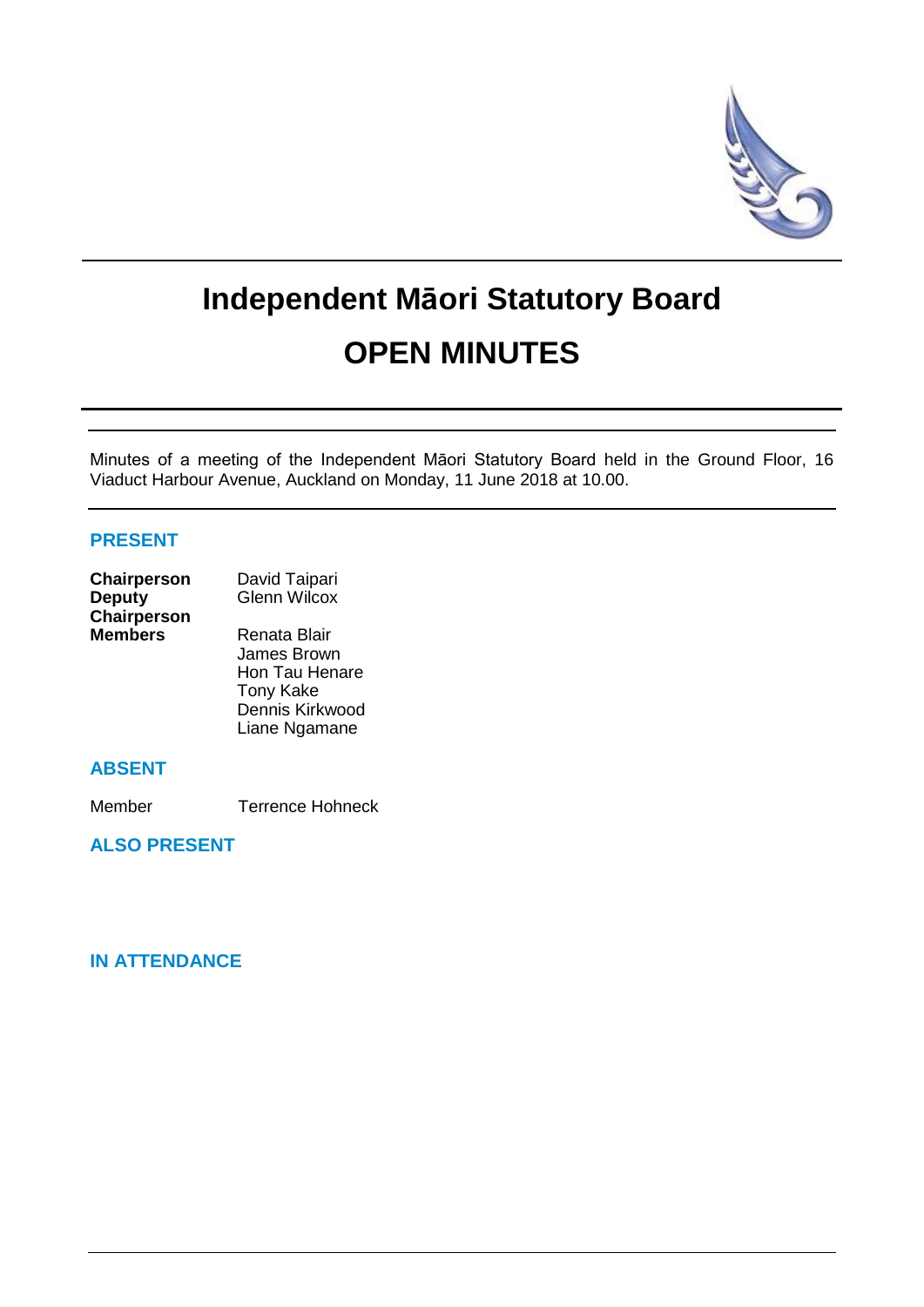# Independent Māori Statutory Board

# OPEN MINUTES

Minutes of a meeting of the Independent Māori Statutory Board held in the Ground Floor, 16 Viaduct Harbour Avenue, Auckland on Monday, 11 June 2018 at 10.00.

## PRESENT

| | |
|---|---|
| **Chairperson** | David Taipari |
| **Deputy Chairperson** | Glenn Wilcox |
| **Members** | Renata Blair |
| | James Brown |
| | Hon Tau Henare |
| | Tony Kake |
| | Dennis Kirkwood |
| | Liane Ngamane |

## ABSENT

| | |
|---|---|
| Member | Terrence Hohneck |

## ALSO PRESENT

## IN ATTENDANCE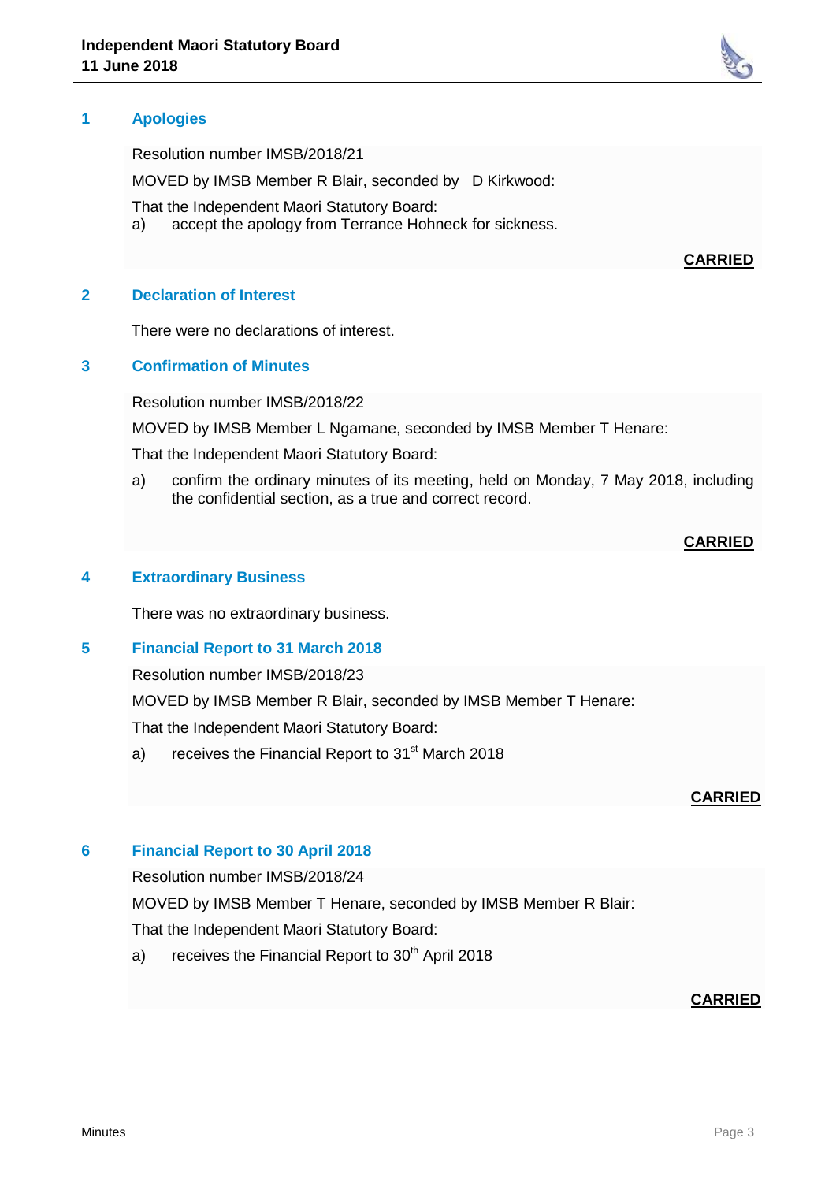## 1 Apologies

Resolution number IMSB/2018/21

MOVED by IMSB Member R Blair, seconded by D Kirkwood:

That the Independent Maori Statutory Board:

a) accept the apology from Terrance Hohneck for sickness.

**CARRIED**

## 2 Declaration of Interest

There were no declarations of interest.

## 3 Confirmation of Minutes

Resolution number IMSB/2018/22

MOVED by IMSB Member L Ngamane, seconded by IMSB Member T Henare:

That the Independent Maori Statutory Board:

a) confirm the ordinary minutes of its meeting, held on Monday, 7 May 2018, including the confidential section, as a true and correct record.

**CARRIED**

## 4 Extraordinary Business

There was no extraordinary business.

## 5 Financial Report to 31 March 2018

Resolution number IMSB/2018/23

MOVED by IMSB Member R Blair, seconded by IMSB Member T Henare:

That the Independent Maori Statutory Board:

a) receives the Financial Report to 31st March 2018

**CARRIED**

## 6 Financial Report to 30 April 2018

Resolution number IMSB/2018/24

MOVED by IMSB Member T Henare, seconded by IMSB Member R Blair:

That the Independent Maori Statutory Board:

a) receives the Financial Report to 30th April 2018

**CARRIED**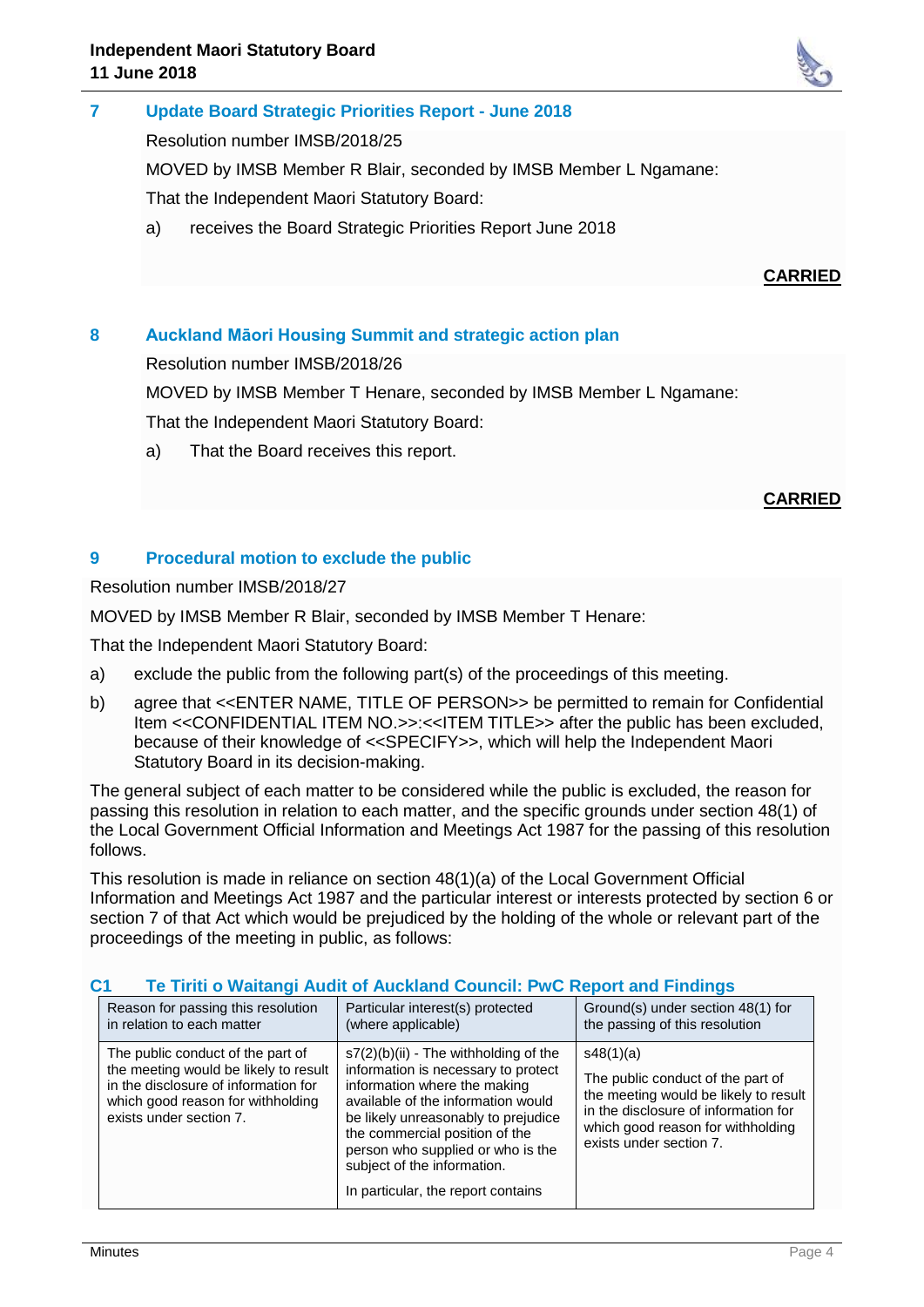## 7 Update Board Strategic Priorities Report - June 2018

Resolution number IMSB/2018/25

MOVED by IMSB Member R Blair, seconded by IMSB Member L Ngamane:

That the Independent Maori Statutory Board:

a) receives the Board Strategic Priorities Report June 2018

**CARRIED**

## 8 Auckland Māori Housing Summit and strategic action plan

Resolution number IMSB/2018/26

MOVED by IMSB Member T Henare, seconded by IMSB Member L Ngamane:

That the Independent Maori Statutory Board:

a) That the Board receives this report.

**CARRIED**

## 9 Procedural motion to exclude the public

Resolution number IMSB/2018/27

MOVED by IMSB Member R Blair, seconded by IMSB Member T Henare:

That the Independent Maori Statutory Board:

a) exclude the public from the following part(s) of the proceedings of this meeting.

b) agree that <<ENTER NAME, TITLE OF PERSON>> be permitted to remain for Confidential Item <<CONFIDENTIAL ITEM NO.>>:<<ITEM TITLE>> after the public has been excluded, because of their knowledge of <<SPECIFY>>, which will help the Independent Maori Statutory Board in its decision-making.

The general subject of each matter to be considered while the public is excluded, the reason for passing this resolution in relation to each matter, and the specific grounds under section 48(1) of the Local Government Official Information and Meetings Act 1987 for the passing of this resolution follows.

This resolution is made in reliance on section 48(1)(a) of the Local Government Official Information and Meetings Act 1987 and the particular interest or interests protected by section 6 or section 7 of that Act which would be prejudiced by the holding of the whole or relevant part of the proceedings of the meeting in public, as follows:

### C1 Te Tiriti o Waitangi Audit of Auckland Council: PwC Report and Findings

| Reason for passing this resolution in relation to each matter | Particular interest(s) protected (where applicable) | Ground(s) under section 48(1) for the passing of this resolution |
|---|---|---|
| The public conduct of the part of the meeting would be likely to result in the disclosure of information for which good reason for withholding exists under section 7. | s7(2)(b)(ii) - The withholding of the information is necessary to protect information where the making available of the information would be likely unreasonably to prejudice the commercial position of the person who supplied or who is the subject of the information. In particular, the report contains | s48(1)(a) The public conduct of the part of the meeting would be likely to result in the disclosure of information for which good reason for withholding exists under section 7. |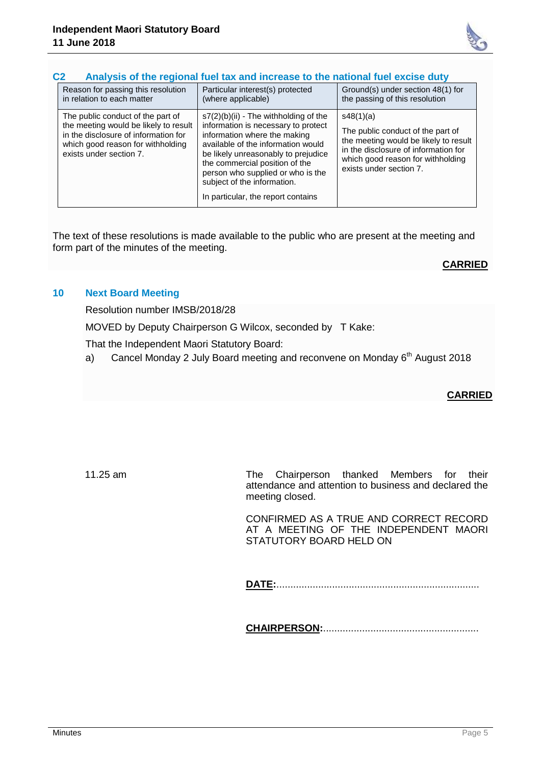### C2 Analysis of the regional fuel tax and increase to the national fuel excise duty

| Reason for passing this resolution in relation to each matter | Particular interest(s) protected (where applicable) | Ground(s) under section 48(1) for the passing of this resolution |
|---|---|---|
| The public conduct of the part of the meeting would be likely to result in the disclosure of information for which good reason for withholding exists under section 7. | s7(2)(b)(ii) - The withholding of the information is necessary to protect information where the making available of the information would be likely unreasonably to prejudice the commercial position of the person who supplied or who is the subject of the information.<br><br>In particular, the report contains | s48(1)(a)<br><br>The public conduct of the part of the meeting would be likely to result in the disclosure of information for which good reason for withholding exists under section 7. |

The text of these resolutions is made available to the public who are present at the meeting and form part of the minutes of the meeting.

**CARRIED**

## 10 Next Board Meeting

Resolution number IMSB/2018/28

MOVED by Deputy Chairperson G Wilcox, seconded by T Kake:

That the Independent Maori Statutory Board:

a) Cancel Monday 2 July Board meeting and reconvene on Monday 6th August 2018

**CARRIED**

11.25 am

The Chairperson thanked Members for their attendance and attention to business and declared the meeting closed.

CONFIRMED AS A TRUE AND CORRECT RECORD AT A MEETING OF THE INDEPENDENT MAORI STATUTORY BOARD HELD ON

**DATE:**.........................................................................

**CHAIRPERSON:**........................................................